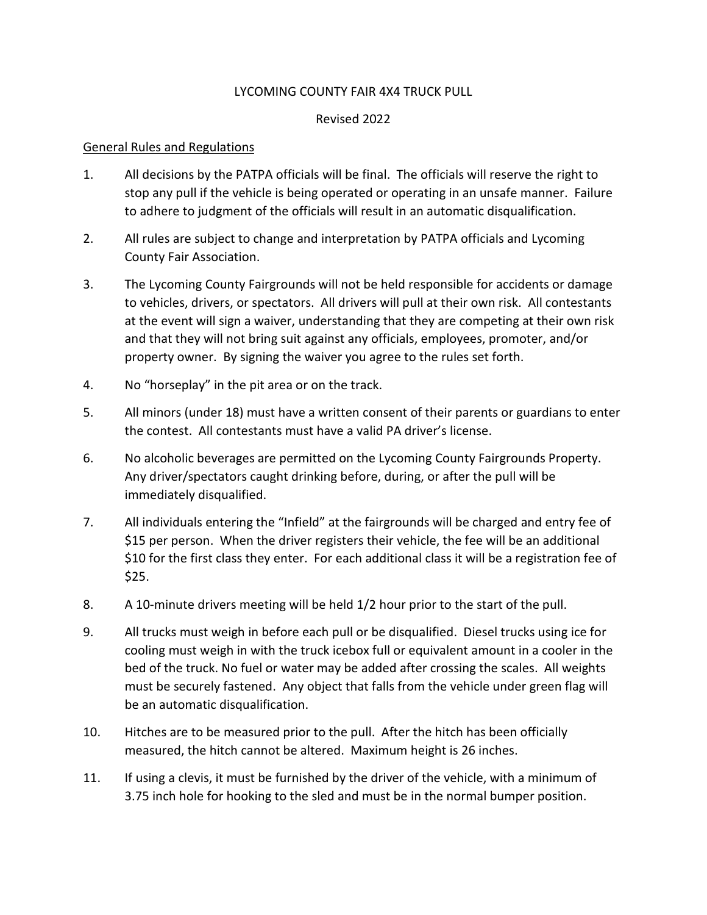# LYCOMING COUNTY FAIR 4X4 TRUCK PULL

Revised 2022

<u>General Rules and Regulations</u>

1. All decisions by the PATPA officials will be final. The officials will reserve the right to stop any pull if the vehicle is being operated or operating in an unsafe manner. Failure to adhere to judgment of the officials will result in an automatic disqualification.

2. All rules are subject to change and interpretation by PATPA officials and Lycoming County Fair Association.

3. The Lycoming County Fairgrounds will not be held responsible for accidents or damage to vehicles, drivers, or spectators. All drivers will pull at their own risk. All contestants at the event will sign a waiver, understanding that they are competing at their own risk and that they will not bring suit against any officials, employees, promoter, and/or property owner. By signing the waiver you agree to the rules set forth.

4. No "horseplay" in the pit area or on the track.

5. All minors (under 18) must have a written consent of their parents or guardians to enter the contest. All contestants must have a valid PA driver's license.

6. No alcoholic beverages are permitted on the Lycoming County Fairgrounds Property. Any driver/spectators caught drinking before, during, or after the pull will be immediately disqualified.

7. All individuals entering the "Infield" at the fairgrounds will be charged and entry fee of $15 per person. When the driver registers their vehicle, the fee will be an additional $10 for the first class they enter. For each additional class it will be a registration fee of $25.

8. A 10-minute drivers meeting will be held 1/2 hour prior to the start of the pull.

9. All trucks must weigh in before each pull or be disqualified. Diesel trucks using ice for cooling must weigh in with the truck icebox full or equivalent amount in a cooler in the bed of the truck. No fuel or water may be added after crossing the scales. All weights must be securely fastened. Any object that falls from the vehicle under green flag will be an automatic disqualification.

10. Hitches are to be measured prior to the pull. After the hitch has been officially measured, the hitch cannot be altered. Maximum height is 26 inches.

11. If using a clevis, it must be furnished by the driver of the vehicle, with a minimum of 3.75 inch hole for hooking to the sled and must be in the normal bumper position.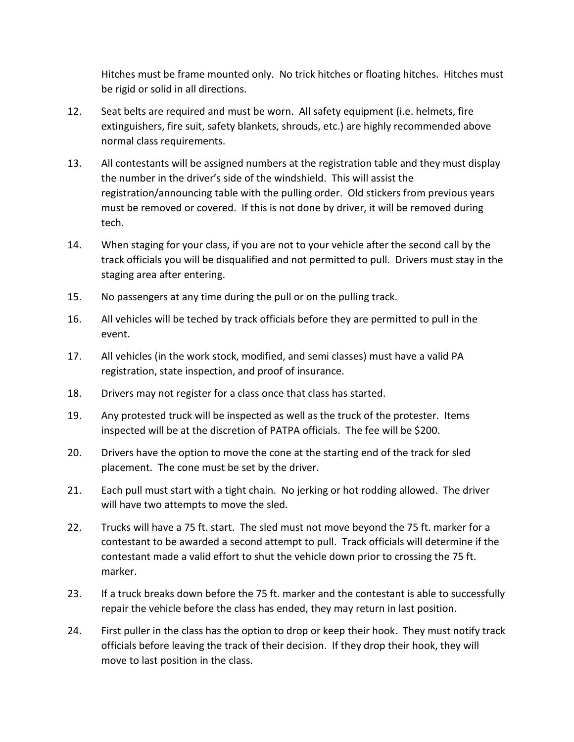Hitches must be frame mounted only. No trick hitches or floating hitches. Hitches must be rigid or solid in all directions.

12. Seat belts are required and must be worn. All safety equipment (i.e. helmets, fire extinguishers, fire suit, safety blankets, shrouds, etc.) are highly recommended above normal class requirements.

13. All contestants will be assigned numbers at the registration table and they must display the number in the driver's side of the windshield. This will assist the registration/announcing table with the pulling order. Old stickers from previous years must be removed or covered. If this is not done by driver, it will be removed during tech.

14. When staging for your class, if you are not to your vehicle after the second call by the track officials you will be disqualified and not permitted to pull. Drivers must stay in the staging area after entering.

15. No passengers at any time during the pull or on the pulling track.

16. All vehicles will be teched by track officials before they are permitted to pull in the event.

17. All vehicles (in the work stock, modified, and semi classes) must have a valid PA registration, state inspection, and proof of insurance.

18. Drivers may not register for a class once that class has started.

19. Any protested truck will be inspected as well as the truck of the protester. Items inspected will be at the discretion of PATPA officials. The fee will be $200.

20. Drivers have the option to move the cone at the starting end of the track for sled placement. The cone must be set by the driver.

21. Each pull must start with a tight chain. No jerking or hot rodding allowed. The driver will have two attempts to move the sled.

22. Trucks will have a 75 ft. start. The sled must not move beyond the 75 ft. marker for a contestant to be awarded a second attempt to pull. Track officials will determine if the contestant made a valid effort to shut the vehicle down prior to crossing the 75 ft. marker.

23. If a truck breaks down before the 75 ft. marker and the contestant is able to successfully repair the vehicle before the class has ended, they may return in last position.

24. First puller in the class has the option to drop or keep their hook. They must notify track officials before leaving the track of their decision. If they drop their hook, they will move to last position in the class.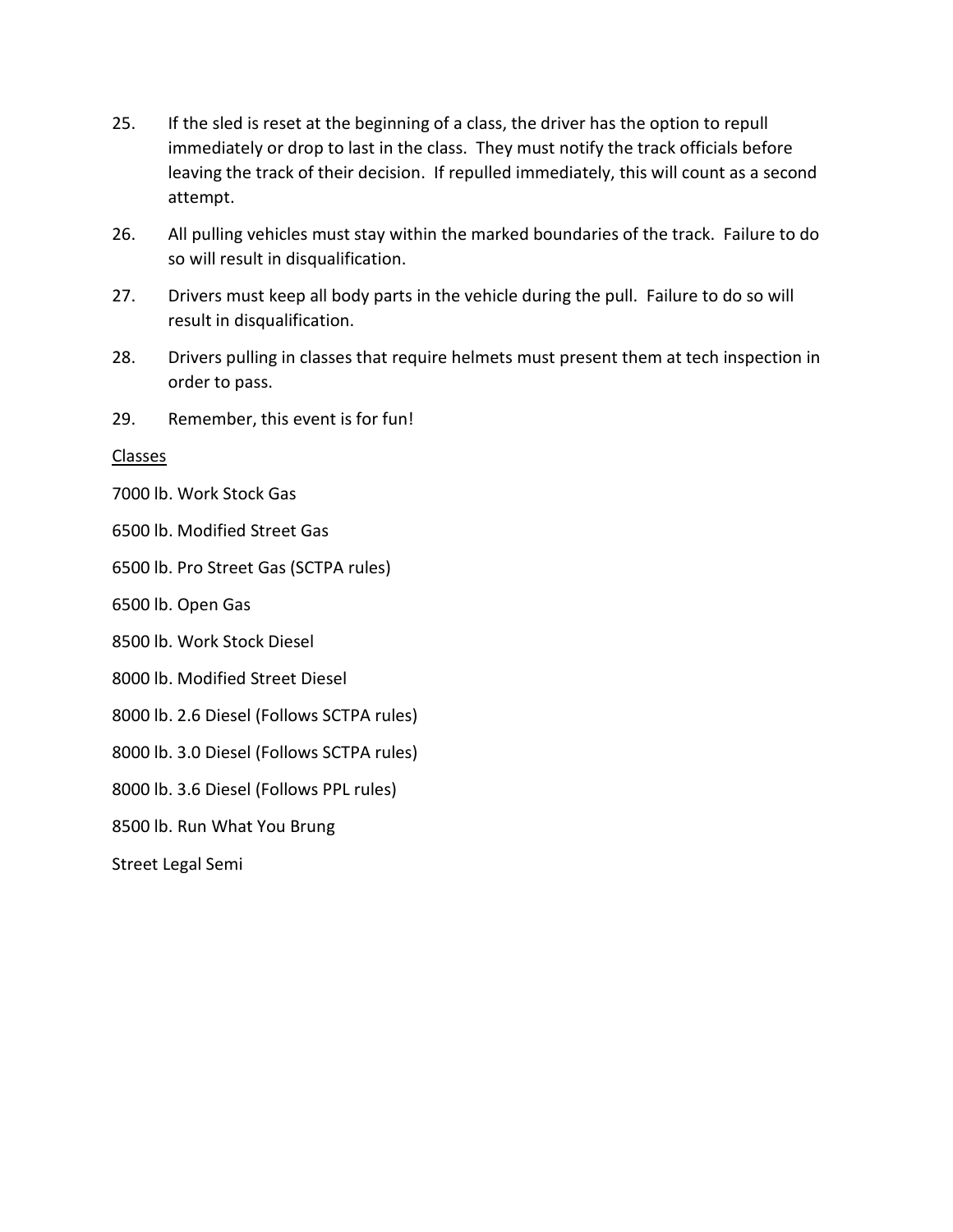25. If the sled is reset at the beginning of a class, the driver has the option to repull immediately or drop to last in the class. They must notify the track officials before leaving the track of their decision. If repulled immediately, this will count as a second attempt.

26. All pulling vehicles must stay within the marked boundaries of the track. Failure to do so will result in disqualification.

27. Drivers must keep all body parts in the vehicle during the pull. Failure to do so will result in disqualification.

28. Drivers pulling in classes that require helmets must present them at tech inspection in order to pass.

29. Remember, this event is for fun!

<u>Classes</u>

7000 lb. Work Stock Gas

6500 lb. Modified Street Gas

6500 lb. Pro Street Gas (SCTPA rules)

6500 lb. Open Gas

8500 lb. Work Stock Diesel

8000 lb. Modified Street Diesel

8000 lb. 2.6 Diesel (Follows SCTPA rules)

8000 lb. 3.0 Diesel (Follows SCTPA rules)

8000 lb. 3.6 Diesel (Follows PPL rules)

8500 lb. Run What You Brung

Street Legal Semi